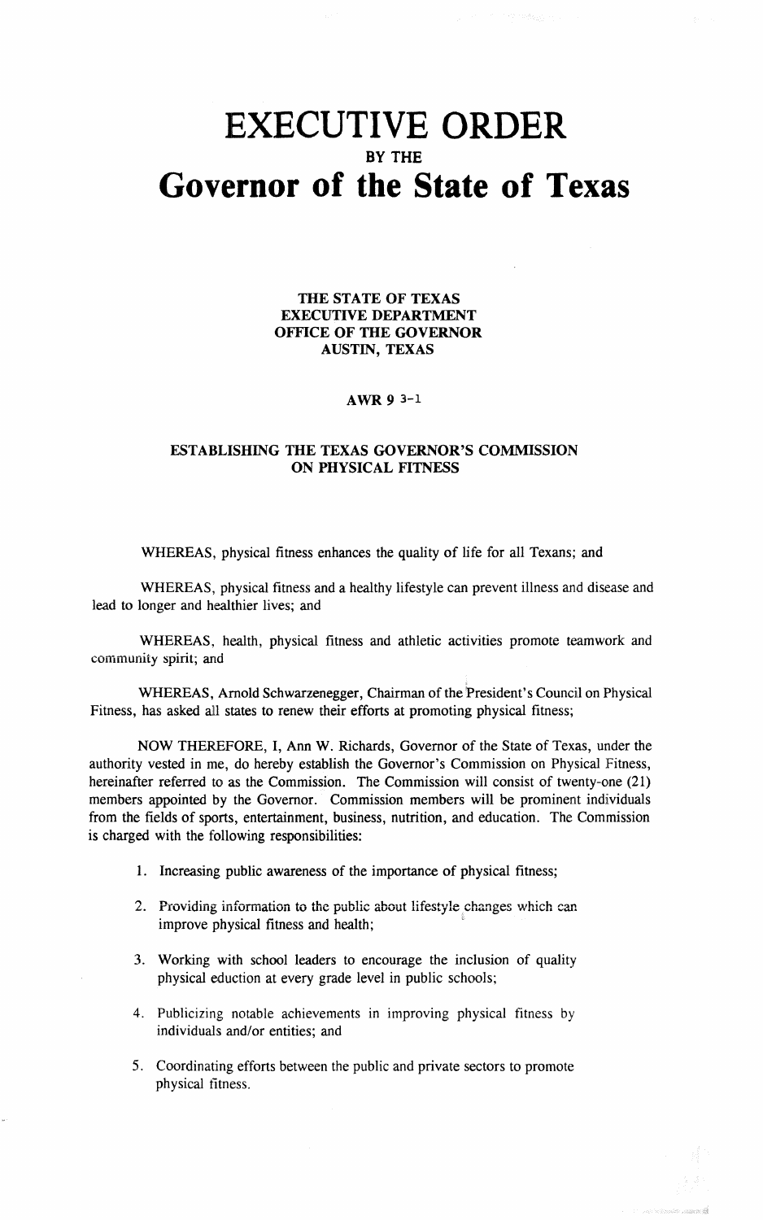# EXECUTIVE ORDER

**BY THE**

# Governor of the State of Texas

**THE STATE OF TEXAS**
**EXECUTIVE DEPARTMENT**
**OFFICE OF THE GOVERNOR**
**AUSTIN, TEXAS**

**AWR 9 3-1**

**ESTABLISHING THE TEXAS GOVERNOR'S COMMISSION ON PHYSICAL FITNESS**

WHEREAS, physical fitness enhances the quality of life for all Texans; and

WHEREAS, physical fitness and a healthy lifestyle can prevent illness and disease and lead to longer and healthier lives; and

WHEREAS, health, physical fitness and athletic activities promote teamwork and community spirit; and

WHEREAS, Arnold Schwarzenegger, Chairman of the President's Council on Physical Fitness, has asked all states to renew their efforts at promoting physical fitness;

NOW THEREFORE, I, Ann W. Richards, Governor of the State of Texas, under the authority vested in me, do hereby establish the Governor's Commission on Physical Fitness, hereinafter referred to as the Commission. The Commission will consist of twenty-one (21) members appointed by the Governor. Commission members will be prominent individuals from the fields of sports, entertainment, business, nutrition, and education. The Commission is charged with the following responsibilities:

1. Increasing public awareness of the importance of physical fitness;
2. Providing information to the public about lifestyle changes which can improve physical fitness and health;
3. Working with school leaders to encourage the inclusion of quality physical eduction at every grade level in public schools;
4. Publicizing notable achievements in improving physical fitness by individuals and/or entities; and
5. Coordinating efforts between the public and private sectors to promote physical fitness.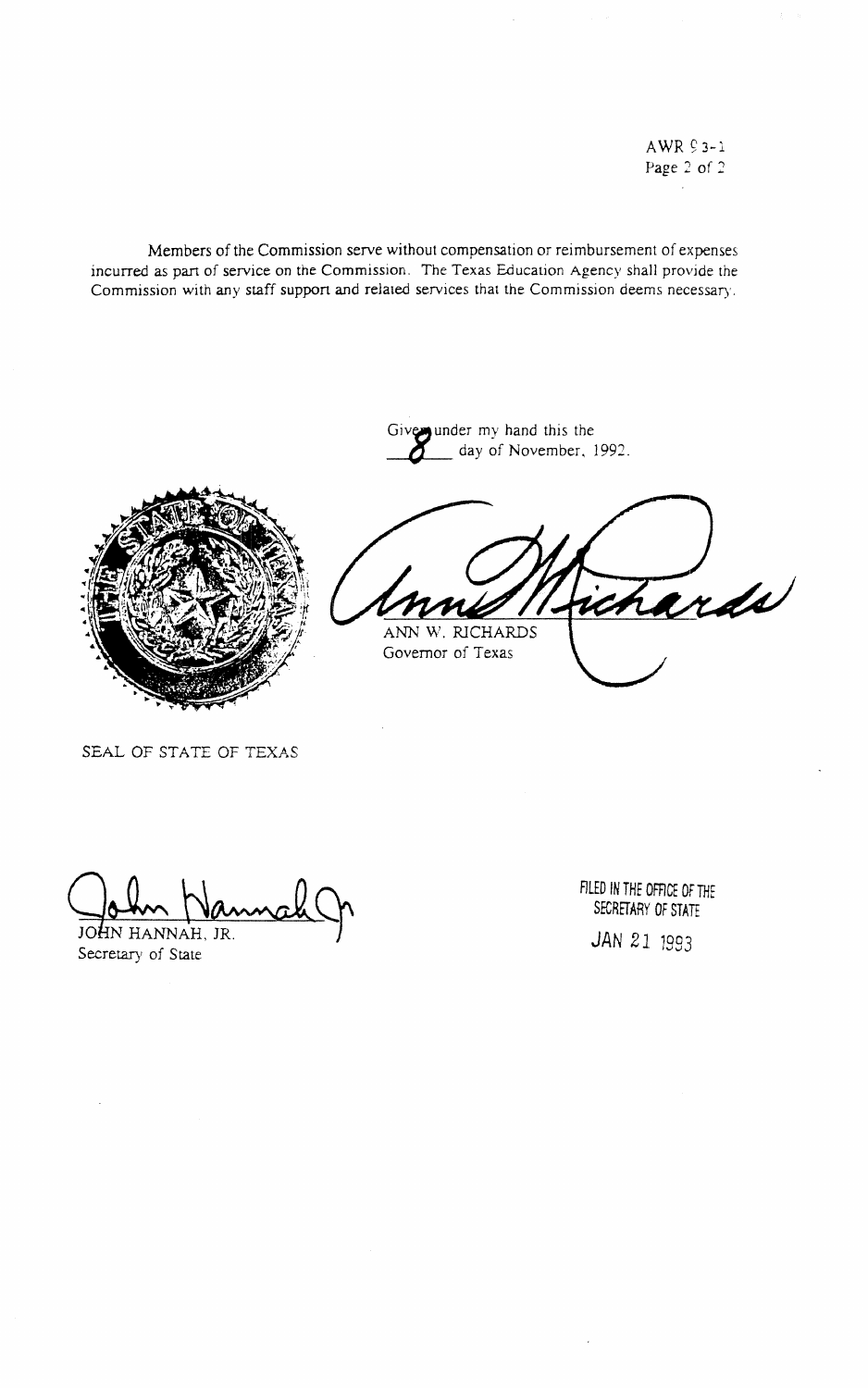AWR 93-1

Members of the Commission serve without compensation or reimbursement of expenses incurred as part of service on the Commission. The Texas Education Agency shall provide the Commission with any staff support and related services that the Commission deems necessary.

Given under my hand this the 8 day of November, 1992.

ANN W. RICHARDS
Governor of Texas

SEAL OF STATE OF TEXAS

JOHN HANNAH, JR.
Secretary of State

FILED IN THE OFFICE OF THE SECRETARY OF STATE
JAN 21 1993